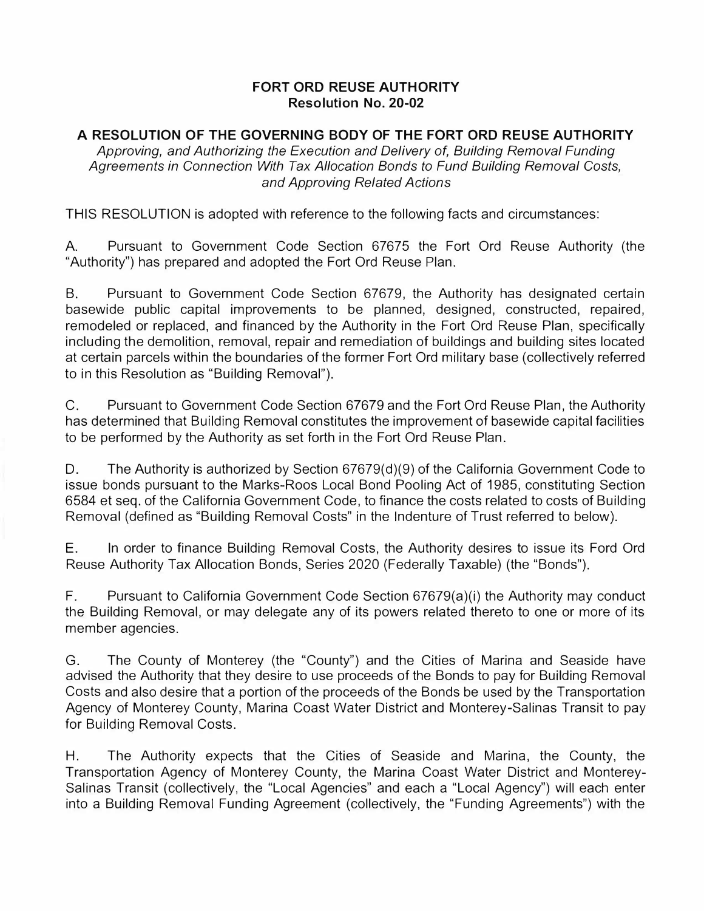# FORT ORD REUSE AUTHORITY
## Resolution No. 20-02

## A RESOLUTION OF THE GOVERNING BODY OF THE FORT ORD REUSE AUTHORITY

*Approving, and Authorizing the Execution and Delivery of, Building Removal Funding Agreements in Connection With Tax Allocation Bonds to Fund Building Removal Costs, and Approving Related Actions*

THIS RESOLUTION is adopted with reference to the following facts and circumstances:

A. Pursuant to Government Code Section 67675 the Fort Ord Reuse Authority (the "Authority") has prepared and adopted the Fort Ord Reuse Plan.

B. Pursuant to Government Code Section 67679, the Authority has designated certain basewide public capital improvements to be planned, designed, constructed, repaired, remodeled or replaced, and financed by the Authority in the Fort Ord Reuse Plan, specifically including the demolition, removal, repair and remediation of buildings and building sites located at certain parcels within the boundaries of the former Fort Ord military base (collectively referred to in this Resolution as "Building Removal").

C. Pursuant to Government Code Section 67679 and the Fort Ord Reuse Plan, the Authority has determined that Building Removal constitutes the improvement of basewide capital facilities to be performed by the Authority as set forth in the Fort Ord Reuse Plan.

D. The Authority is authorized by Section 67679(d)(9) of the California Government Code to issue bonds pursuant to the Marks-Roos Local Bond Pooling Act of 1985, constituting Section 6584 et seq. of the California Government Code, to finance the costs related to costs of Building Removal (defined as "Building Removal Costs" in the Indenture of Trust referred to below).

E. In order to finance Building Removal Costs, the Authority desires to issue its Ford Ord Reuse Authority Tax Allocation Bonds, Series 2020 (Federally Taxable) (the "Bonds").

F. Pursuant to California Government Code Section 67679(a)(i) the Authority may conduct the Building Removal, or may delegate any of its powers related thereto to one or more of its member agencies.

G. The County of Monterey (the "County") and the Cities of Marina and Seaside have advised the Authority that they desire to use proceeds of the Bonds to pay for Building Removal Costs and also desire that a portion of the proceeds of the Bonds be used by the Transportation Agency of Monterey County, Marina Coast Water District and Monterey-Salinas Transit to pay for Building Removal Costs.

H. The Authority expects that the Cities of Seaside and Marina, the County, the Transportation Agency of Monterey County, the Marina Coast Water District and Monterey-Salinas Transit (collectively, the "Local Agencies" and each a "Local Agency") will each enter into a Building Removal Funding Agreement (collectively, the "Funding Agreements") with the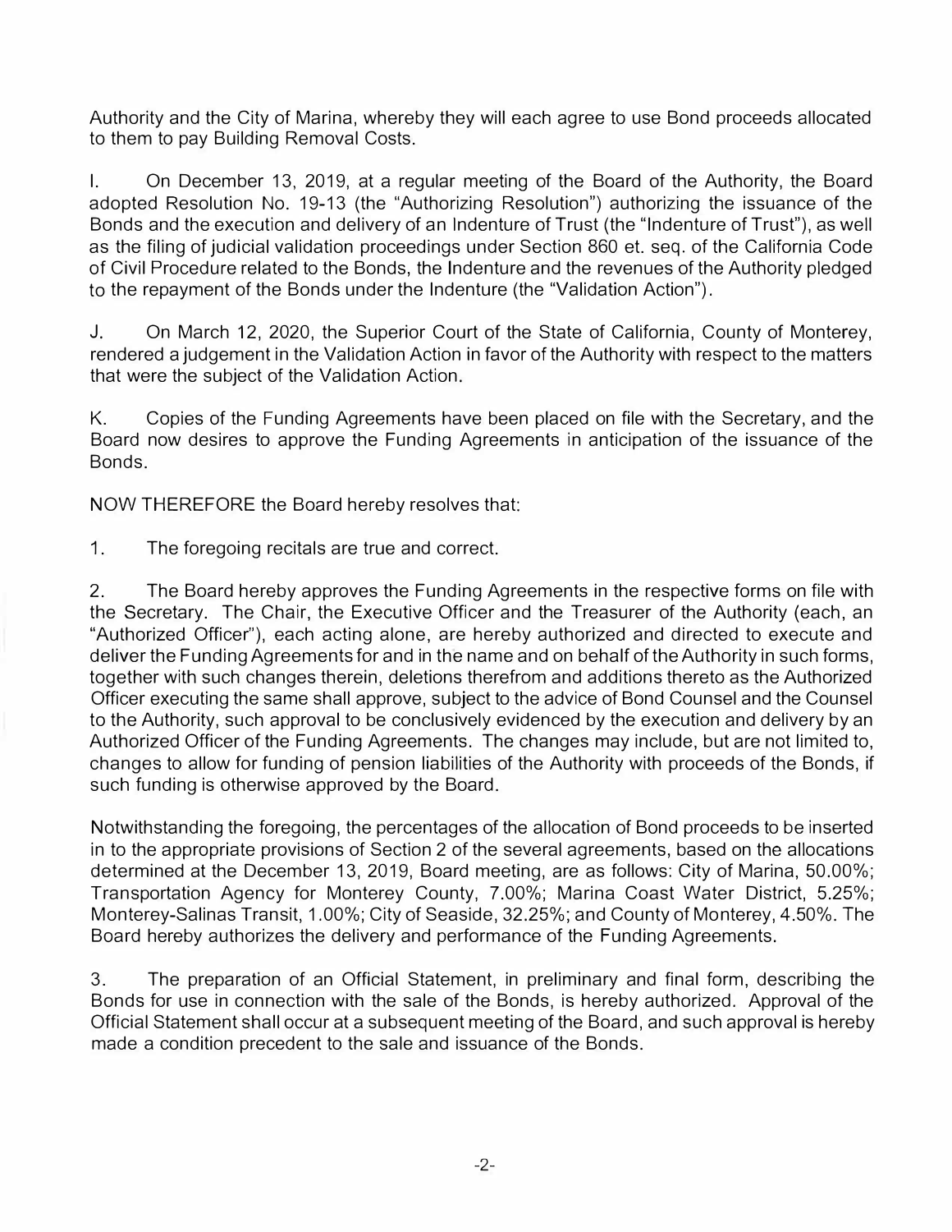Authority and the City of Marina, whereby they will each agree to use Bond proceeds allocated to them to pay Building Removal Costs.

I. On December 13, 2019, at a regular meeting of the Board of the Authority, the Board adopted Resolution No. 19-13 (the "Authorizing Resolution") authorizing the issuance of the Bonds and the execution and delivery of an Indenture of Trust (the "Indenture of Trust"), as well as the filing of judicial validation proceedings under Section 860 et. seq. of the California Code of Civil Procedure related to the Bonds, the Indenture and the revenues of the Authority pledged to the repayment of the Bonds under the Indenture (the "Validation Action").

J. On March 12, 2020, the Superior Court of the State of California, County of Monterey, rendered a judgement in the Validation Action in favor of the Authority with respect to the matters that were the subject of the Validation Action.

K. Copies of the Funding Agreements have been placed on file with the Secretary, and the Board now desires to approve the Funding Agreements in anticipation of the issuance of the Bonds.

NOW THEREFORE the Board hereby resolves that:

1. The foregoing recitals are true and correct.

2. The Board hereby approves the Funding Agreements in the respective forms on file with the Secretary. The Chair, the Executive Officer and the Treasurer of the Authority (each, an "Authorized Officer"), each acting alone, are hereby authorized and directed to execute and deliver the Funding Agreements for and in the name and on behalf of the Authority in such forms, together with such changes therein, deletions therefrom and additions thereto as the Authorized Officer executing the same shall approve, subject to the advice of Bond Counsel and the Counsel to the Authority, such approval to be conclusively evidenced by the execution and delivery by an Authorized Officer of the Funding Agreements. The changes may include, but are not limited to, changes to allow for funding of pension liabilities of the Authority with proceeds of the Bonds, if such funding is otherwise approved by the Board.

Notwithstanding the foregoing, the percentages of the allocation of Bond proceeds to be inserted in to the appropriate provisions of Section 2 of the several agreements, based on the allocations determined at the December 13, 2019, Board meeting, are as follows: City of Marina, 50.00%; Transportation Agency for Monterey County, 7.00%; Marina Coast Water District, 5.25%; Monterey-Salinas Transit, 1.00%; City of Seaside, 32.25%; and County of Monterey, 4.50%. The Board hereby authorizes the delivery and performance of the Funding Agreements.

3. The preparation of an Official Statement, in preliminary and final form, describing the Bonds for use in connection with the sale of the Bonds, is hereby authorized. Approval of the Official Statement shall occur at a subsequent meeting of the Board, and such approval is hereby made a condition precedent to the sale and issuance of the Bonds.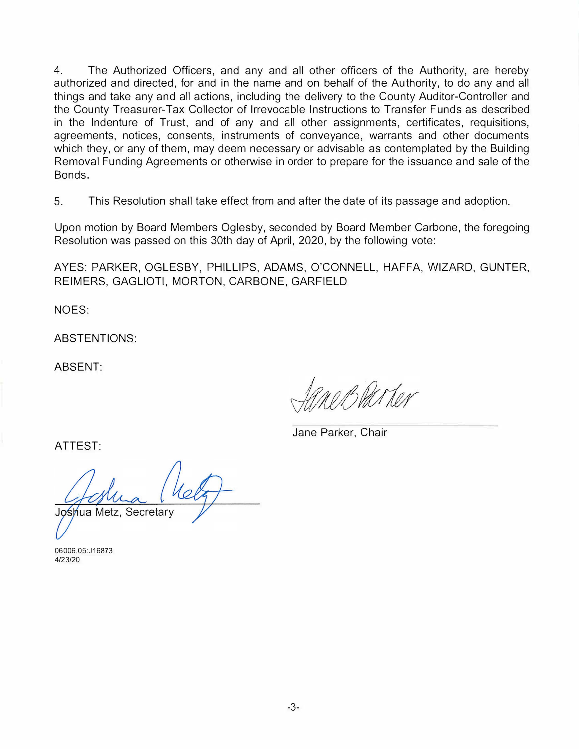4. The Authorized Officers, and any and all other officers of the Authority, are hereby authorized and directed, for and in the name and on behalf of the Authority, to do any and all things and take any and all actions, including the delivery to the County Auditor-Controller and the County Treasurer-Tax Collector of Irrevocable Instructions to Transfer Funds as described in the Indenture of Trust, and of any and all other assignments, certificates, requisitions, agreements, notices, consents, instruments of conveyance, warrants and other documents which they, or any of them, may deem necessary or advisable as contemplated by the Building Removal Funding Agreements or otherwise in order to prepare for the issuance and sale of the Bonds.

5. This Resolution shall take effect from and after the date of its passage and adoption.

Upon motion by Board Members Oglesby, seconded by Board Member Carbone, the foregoing Resolution was passed on this 30th day of April, 2020, by the following vote:

AYES: PARKER, OGLESBY, PHILLIPS, ADAMS, O'CONNELL, HAFFA, WIZARD, GUNTER, REIMERS, GAGLIOTI, MORTON, CARBONE, GARFIELD

NOES:

ABSTENTIONS:

ABSENT:

Jane Parker, Chair

ATTEST:

Joshua Metz, Secretary

06006.05:J16873
4/23/20